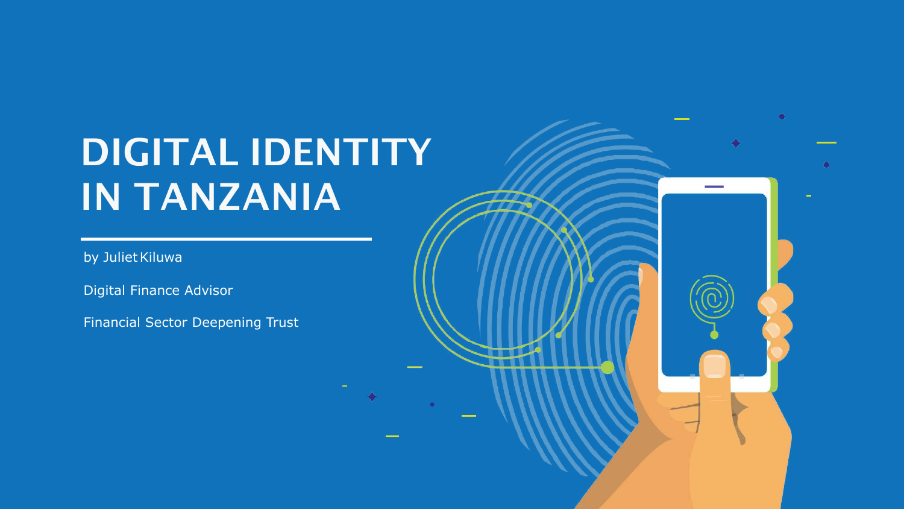# DIGITAL IDENTITY IN TANZANIA

by Juliet Kiluwa

Digital Finance Advisor

Financial Sector Deepening Trust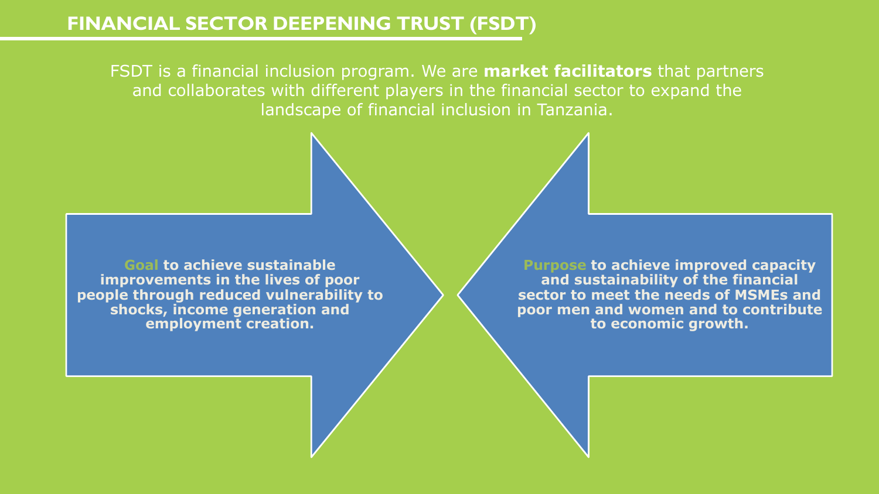# FINANCIAL SECTOR DEEPENING TRUST (FSDT)

FSDT is a financial inclusion program. We are **market facilitators** that partners and collaborates with different players in the financial sector to expand the landscape of financial inclusion in Tanzania.

**Goal to achieve sustainable improvements in the lives of poor people through reduced vulnerability to shocks, income generation and employment creation.**

**Purpose to achieve improved capacity and sustainability of the financial sector to meet the needs of MSMEs and poor men and women and to contribute to economic growth.**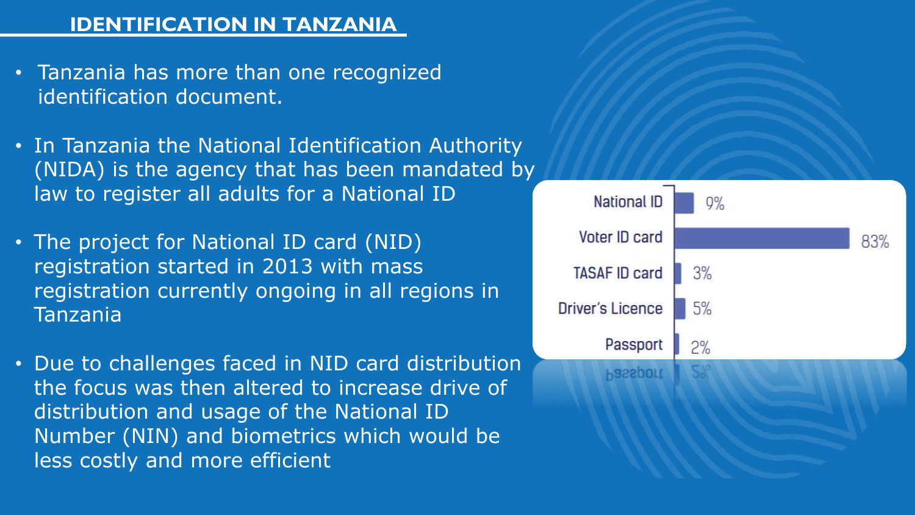## IDENTIFICATION IN TANZANIA

- Tanzania has more than one recognized identification document.
- In Tanzania the National Identification Authority (NIDA) is the agency that has been mandated by law to register all adults for a National ID
- The project for National ID card (NID) registration started in 2013 with mass registration currently ongoing in all regions in Tanzania
- Due to challenges faced in NID card distribution the focus was then altered to increase drive of distribution and usage of the National ID Number (NIN) and biometrics which would be less costly and more efficient

| Document | Percentage |
| --- | --- |
| National ID | 9% |
| Voter ID card | 83% |
| TASAF ID card | 3% |
| Driver's Licence | 5% |
| Passport | 2% |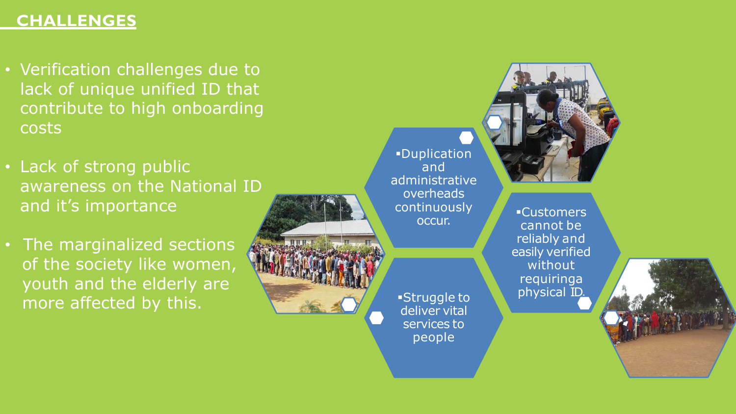## CHALLENGES

- Verification challenges due to lack of unique unified ID that contribute to high onboarding costs
- Lack of strong public awareness on the National ID and it's importance
- The marginalized sections of the society like women, youth and the elderly are more affected by this.

- Duplication and administrative overheads continuously occur.
- Customers cannot be reliably and easily verified without requiringa physical ID.
- Struggle to deliver vital services to people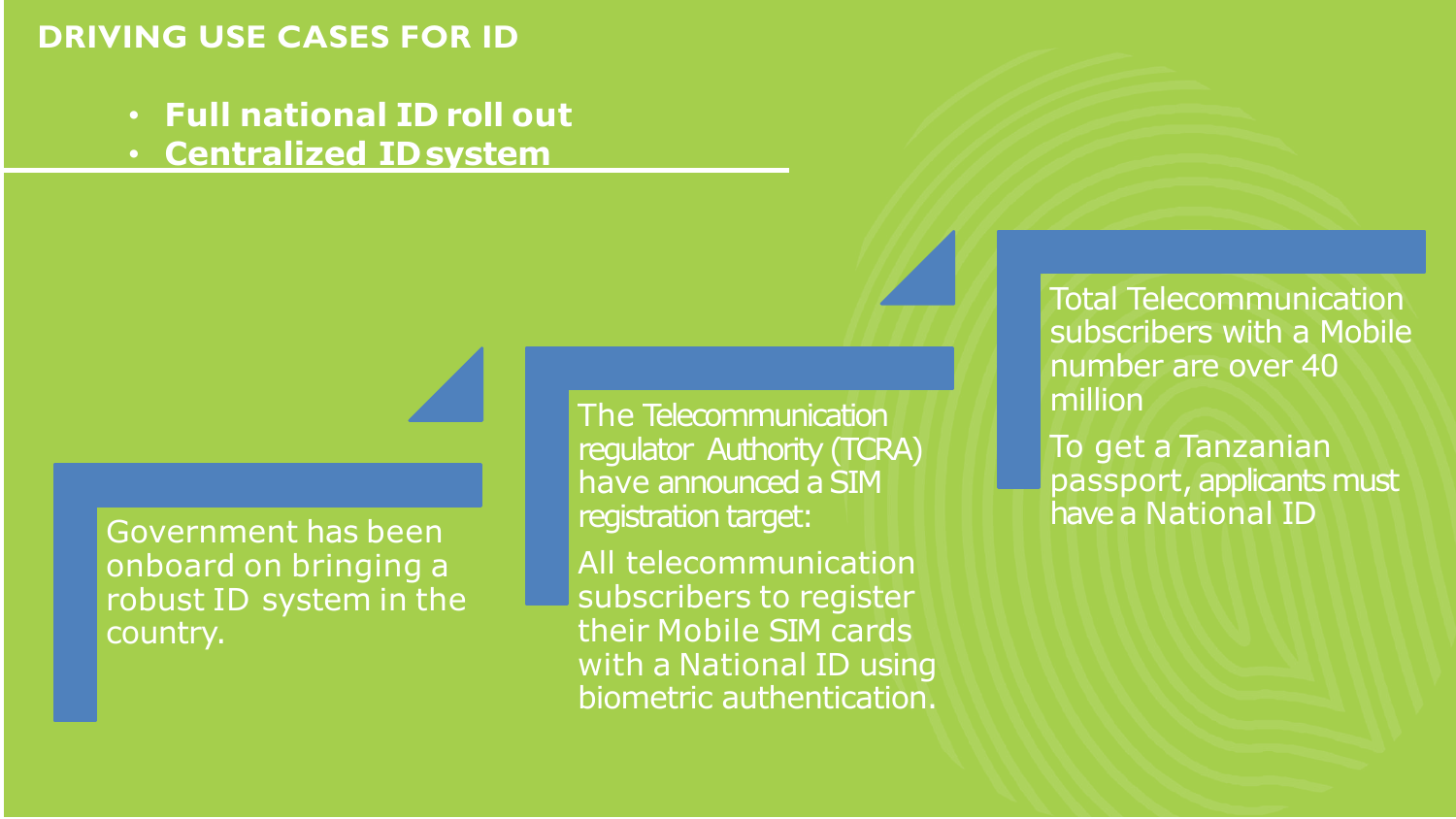## DRIVING USE CASES FOR ID

- **Full national ID roll out**
- **Centralized ID system**

Government has been onboard on bringing a robust ID system in the country.

The Telecommunication regulator Authority (TCRA) have announced a SIM registration target:

All telecommunication subscribers to register their Mobile SIM cards with a National ID using biometric authentication.

Total Telecommunication subscribers with a Mobile number are over 40 million

To get a Tanzanian passport, applicants must have a National ID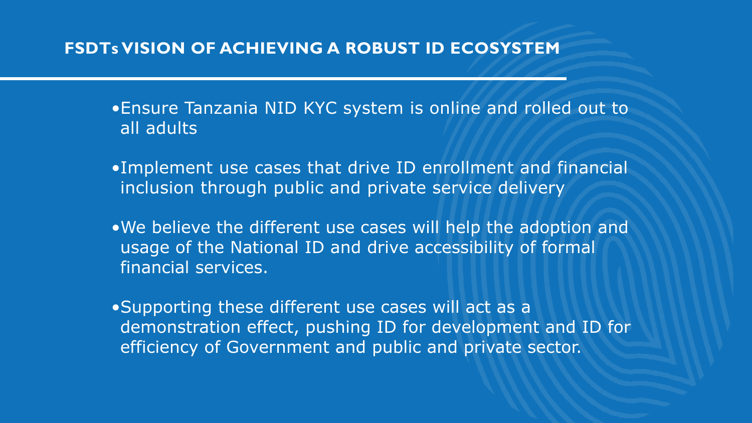## FSDTs VISION OF ACHIEVING A ROBUST ID ECOSYSTEM

- Ensure Tanzania NID KYC system is online and rolled out to all adults
- Implement use cases that drive ID enrollment and financial inclusion through public and private service delivery
- We believe the different use cases will help the adoption and usage of the National ID and drive accessibility of formal financial services.
- Supporting these different use cases will act as a demonstration effect, pushing ID for development and ID for efficiency of Government and public and private sector.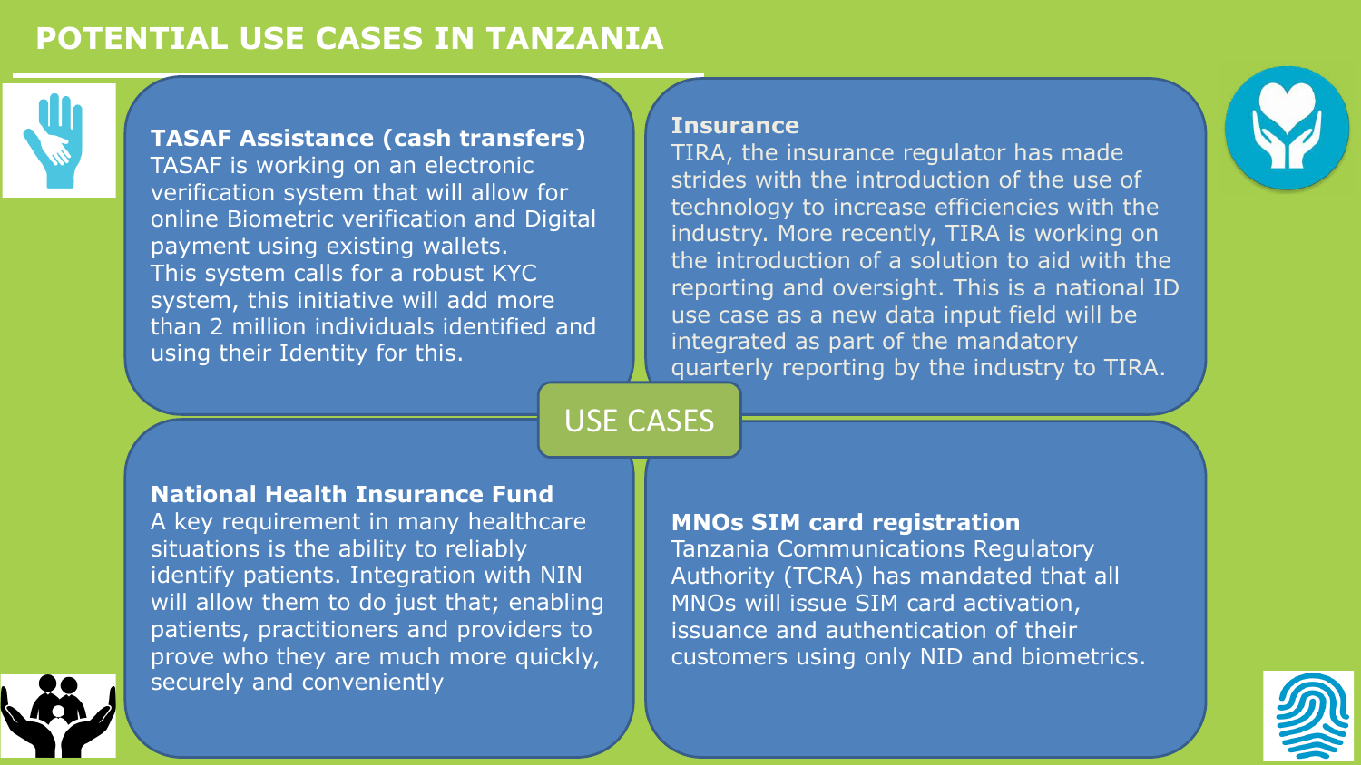# POTENTIAL USE CASES IN TANZANIA

## USE CASES

### TASAF Assistance (cash transfers)

TASAF is working on an electronic verification system that will allow for online Biometric verification and Digital payment using existing wallets. This system calls for a robust KYC system, this initiative will add more than 2 million individuals identified and using their Identity for this.

### Insurance

TIRA, the insurance regulator has made strides with the introduction of the use of technology to increase efficiencies with the industry. More recently, TIRA is working on the introduction of a solution to aid with the reporting and oversight. This is a national ID use case as a new data input field will be integrated as part of the mandatory quarterly reporting by the industry to TIRA.

### National Health Insurance Fund

A key requirement in many healthcare situations is the ability to reliably identify patients. Integration with NIN will allow them to do just that; enabling patients, practitioners and providers to prove who they are much more quickly, securely and conveniently

### MNOs SIM card registration

Tanzania Communications Regulatory Authority (TCRA) has mandated that all MNOs will issue SIM card activation, issuance and authentication of their customers using only NID and biometrics.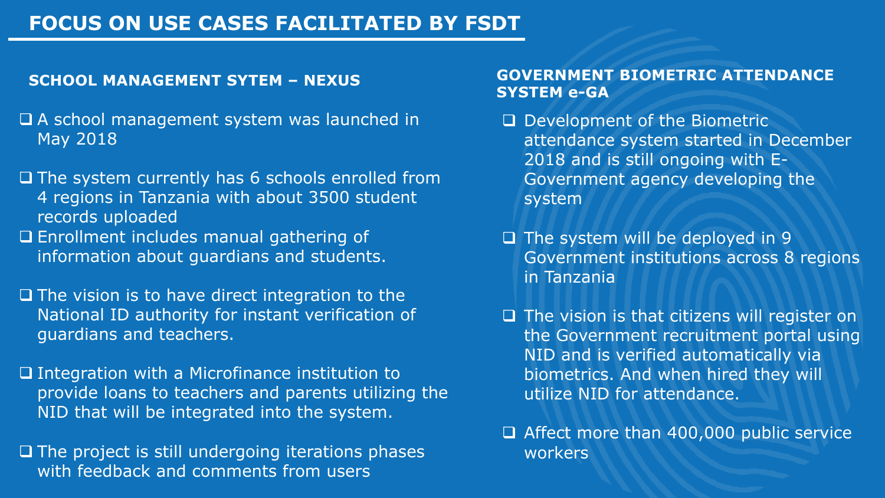# FOCUS ON USE CASES FACILITATED BY FSDT

## SCHOOL MANAGEMENT SYTEM – NEXUS

- A school management system was launched in May 2018
- The system currently has 6 schools enrolled from 4 regions in Tanzania with about 3500 student records uploaded
- Enrollment includes manual gathering of information about guardians and students.
- The vision is to have direct integration to the National ID authority for instant verification of guardians and teachers.
- Integration with a Microfinance institution to provide loans to teachers and parents utilizing the NID that will be integrated into the system.
- The project is still undergoing iterations phases with feedback and comments from users

## GOVERNMENT BIOMETRIC ATTENDANCE SYSTEM e-GA

- Development of the Biometric attendance system started in December 2018 and is still ongoing with E-Government agency developing the system
- The system will be deployed in 9 Government institutions across 8 regions in Tanzania
- The vision is that citizens will register on the Government recruitment portal using NID and is verified automatically via biometrics. And when hired they will utilize NID for attendance.
- Affect more than 400,000 public service workers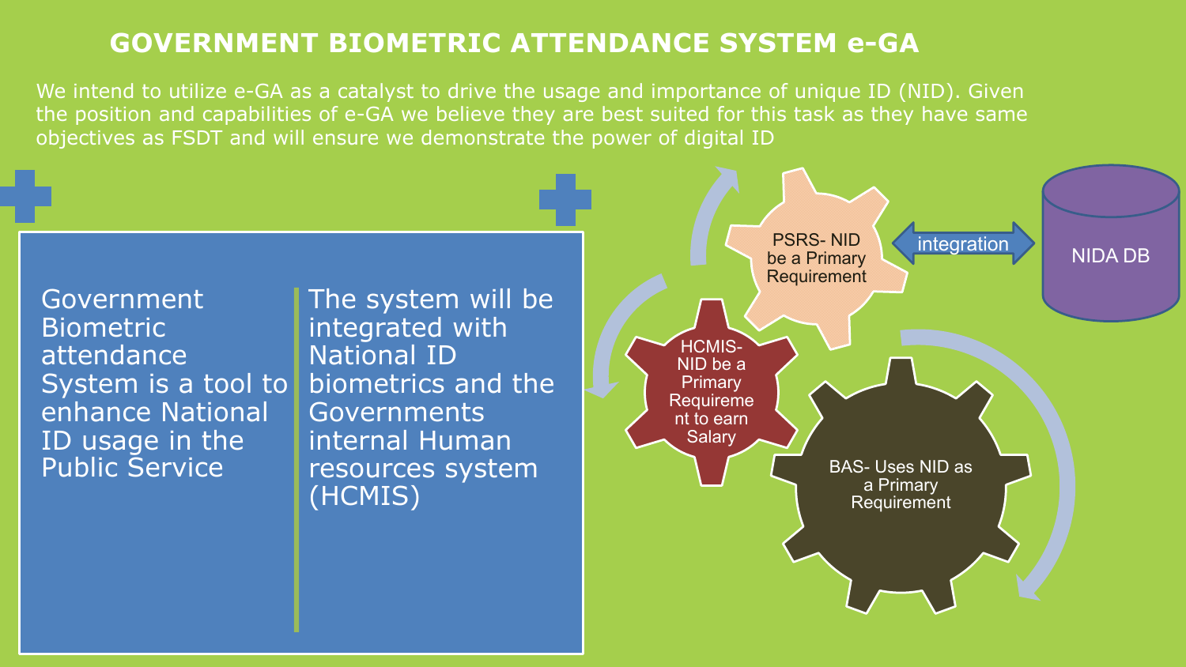# GOVERNMENT BIOMETRIC ATTENDANCE SYSTEM e-GA

We intend to utilize e-GA as a catalyst to drive the usage and importance of unique ID (NID). Given the position and capabilities of e-GA we believe they are best suited for this task as they have same objectives as FSDT and will ensure we demonstrate the power of digital ID

Government Biometric attendance System is a tool to enhance National ID usage in the Public Service

The system will be integrated with National ID biometrics and the Governments internal Human resources system (HCMIS)

PSRS- NID be a Primary Requirement

integration

NIDA DB

HCMIS- NID be a Primary Requirement to earn Salary

BAS- Uses NID as a Primary Requirement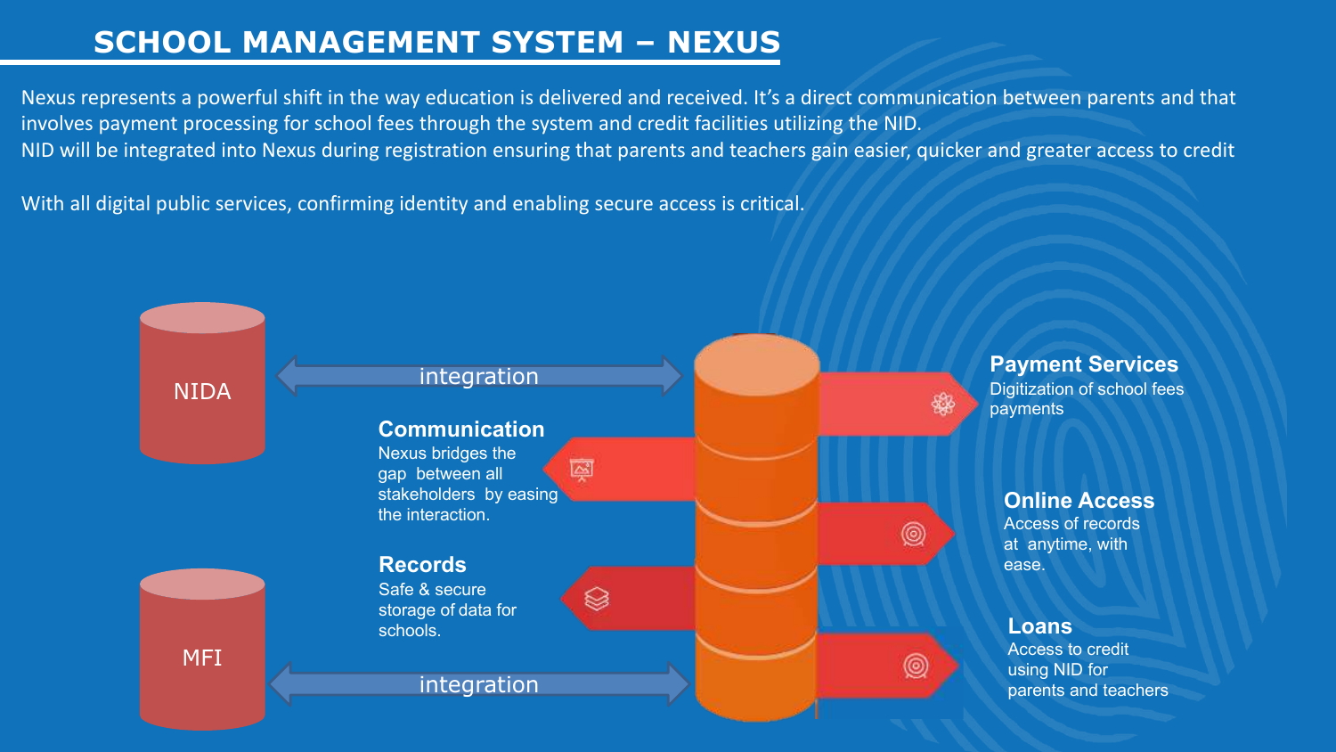# SCHOOL MANAGEMENT SYSTEM – NEXUS

Nexus represents a powerful shift in the way education is delivered and received. It's a direct communication between parents and that involves payment processing for school fees through the system and credit facilities utilizing the NID.
NID will be integrated into Nexus during registration ensuring that parents and teachers gain easier, quicker and greater access to credit

With all digital public services, confirming identity and enabling secure access is critical.

NIDA

integration

**Communication**
Nexus bridges the gap between all stakeholders by easing the interaction.

**Records**
Safe & secure storage of data for schools.

MFI

integration

**Payment Services**
Digitization of school fees payments

**Online Access**
Access of records at anytime, with ease.

**Loans**
Access to credit using NID for parents and teachers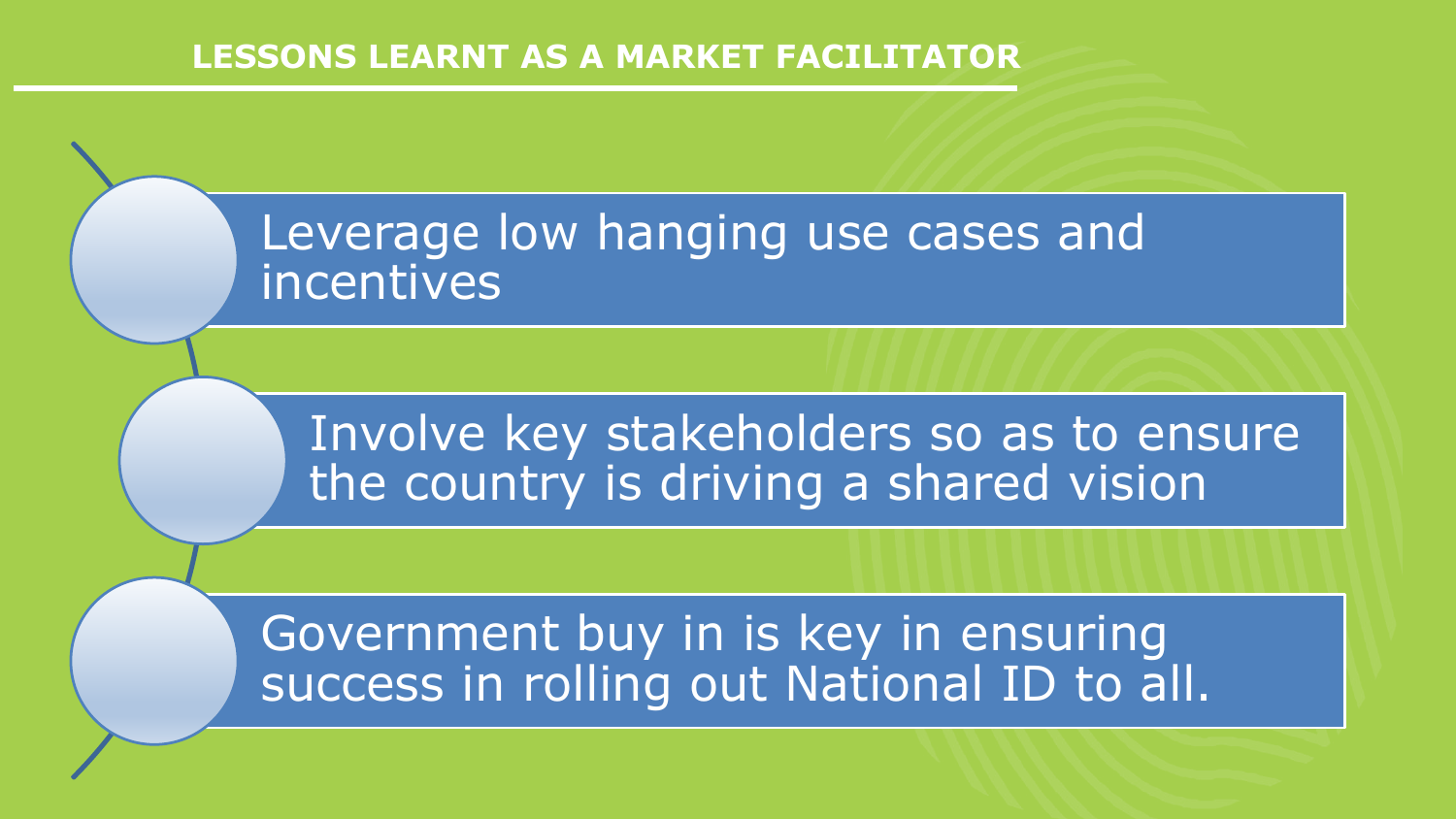## LESSONS LEARNT AS A MARKET FACILITATOR

- Leverage low hanging use cases and incentives
- Involve key stakeholders so as to ensure the country is driving a shared vision
- Government buy in is key in ensuring success in rolling out National ID to all.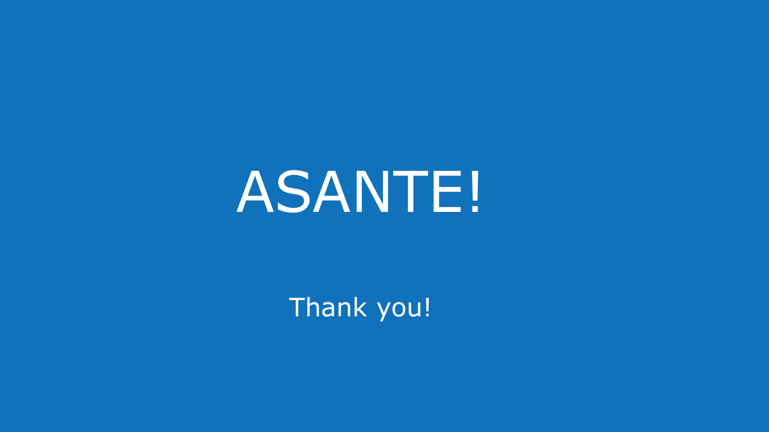# ASANTE!

Thank you!